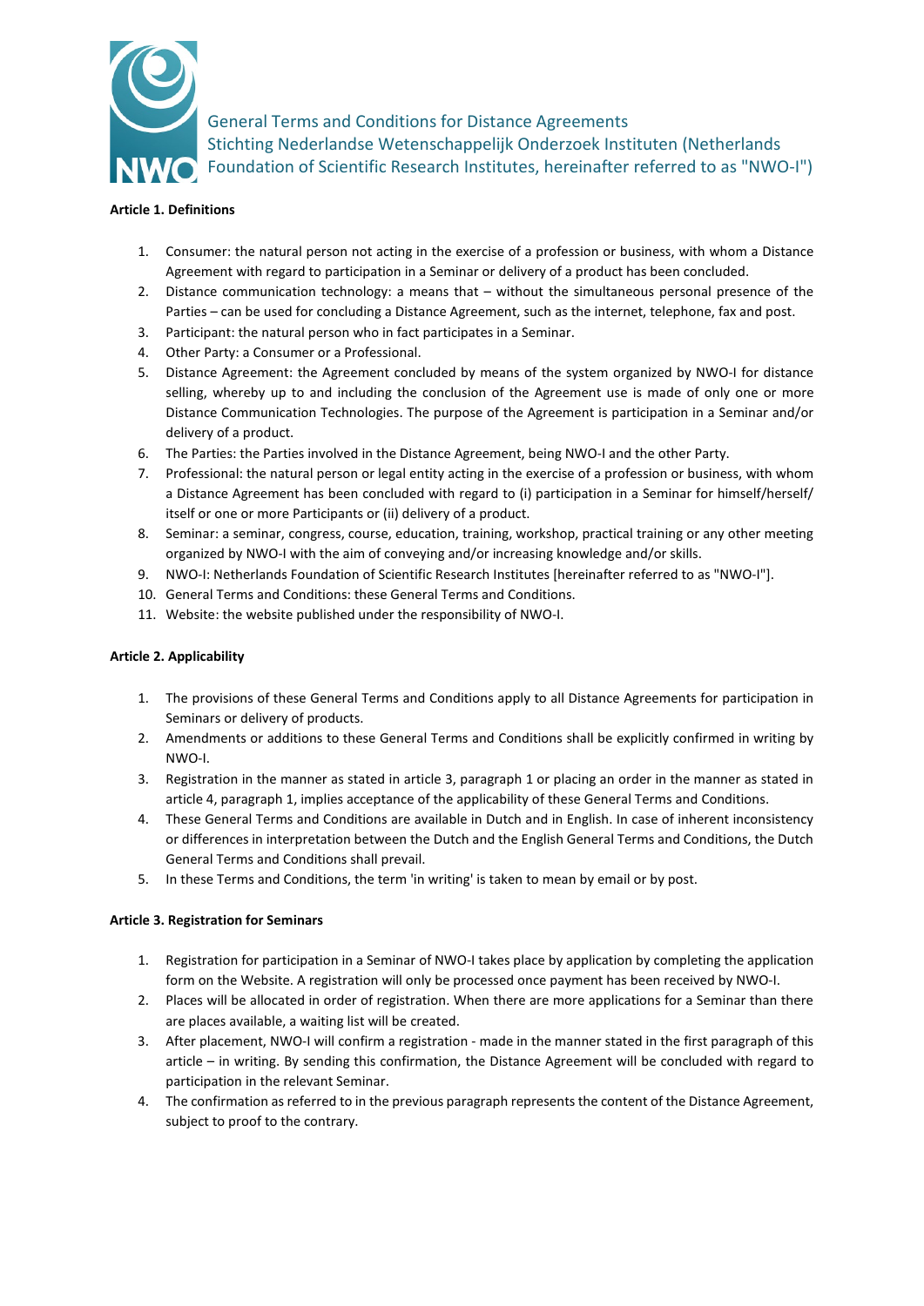# General Terms and Conditions for Distance Agreements
# Stichting Nederlandse Wetenschappelijk Onderzoek Instituten (Netherlands Foundation of Scientific Research Institutes, hereinafter referred to as "NWO-I")

**Article 1. Definitions**

1. Consumer: the natural person not acting in the exercise of a profession or business, with whom a Distance Agreement with regard to participation in a Seminar or delivery of a product has been concluded.
2. Distance communication technology: a means that – without the simultaneous personal presence of the Parties – can be used for concluding a Distance Agreement, such as the internet, telephone, fax and post.
3. Participant: the natural person who in fact participates in a Seminar.
4. Other Party: a Consumer or a Professional.
5. Distance Agreement: the Agreement concluded by means of the system organized by NWO-I for distance selling, whereby up to and including the conclusion of the Agreement use is made of only one or more Distance Communication Technologies. The purpose of the Agreement is participation in a Seminar and/or delivery of a product.
6. The Parties: the Parties involved in the Distance Agreement, being NWO-I and the other Party.
7. Professional: the natural person or legal entity acting in the exercise of a profession or business, with whom a Distance Agreement has been concluded with regard to (i) participation in a Seminar for himself/herself/ itself or one or more Participants or (ii) delivery of a product.
8. Seminar: a seminar, congress, course, education, training, workshop, practical training or any other meeting organized by NWO-I with the aim of conveying and/or increasing knowledge and/or skills.
9. NWO-I: Netherlands Foundation of Scientific Research Institutes [hereinafter referred to as "NWO-I"].
10. General Terms and Conditions: these General Terms and Conditions.
11. Website: the website published under the responsibility of NWO-I.

**Article 2. Applicability**

1. The provisions of these General Terms and Conditions apply to all Distance Agreements for participation in Seminars or delivery of products.
2. Amendments or additions to these General Terms and Conditions shall be explicitly confirmed in writing by NWO-I.
3. Registration in the manner as stated in article 3, paragraph 1 or placing an order in the manner as stated in article 4, paragraph 1, implies acceptance of the applicability of these General Terms and Conditions.
4. These General Terms and Conditions are available in Dutch and in English. In case of inherent inconsistency or differences in interpretation between the Dutch and the English General Terms and Conditions, the Dutch General Terms and Conditions shall prevail.
5. In these Terms and Conditions, the term 'in writing' is taken to mean by email or by post.

**Article 3. Registration for Seminars**

1. Registration for participation in a Seminar of NWO-I takes place by application by completing the application form on the Website. A registration will only be processed once payment has been received by NWO-I.
2. Places will be allocated in order of registration. When there are more applications for a Seminar than there are places available, a waiting list will be created.
3. After placement, NWO-I will confirm a registration - made in the manner stated in the first paragraph of this article – in writing. By sending this confirmation, the Distance Agreement will be concluded with regard to participation in the relevant Seminar.
4. The confirmation as referred to in the previous paragraph represents the content of the Distance Agreement, subject to proof to the contrary.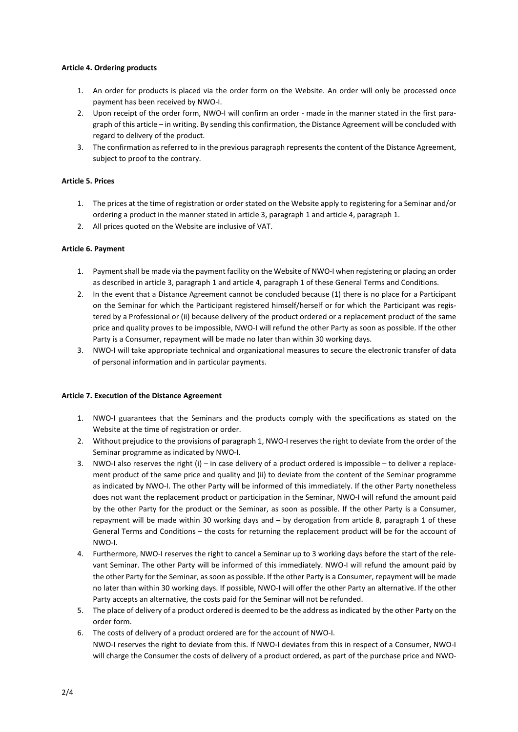**Article 4. Ordering products**

1. An order for products is placed via the order form on the Website. An order will only be processed once payment has been received by NWO-I.
2. Upon receipt of the order form, NWO-I will confirm an order - made in the manner stated in the first paragraph of this article – in writing. By sending this confirmation, the Distance Agreement will be concluded with regard to delivery of the product.
3. The confirmation as referred to in the previous paragraph represents the content of the Distance Agreement, subject to proof to the contrary.

**Article 5. Prices**

1. The prices at the time of registration or order stated on the Website apply to registering for a Seminar and/or ordering a product in the manner stated in article 3, paragraph 1 and article 4, paragraph 1.
2. All prices quoted on the Website are inclusive of VAT.

**Article 6. Payment**

1. Payment shall be made via the payment facility on the Website of NWO-I when registering or placing an order as described in article 3, paragraph 1 and article 4, paragraph 1 of these General Terms and Conditions.
2. In the event that a Distance Agreement cannot be concluded because (1) there is no place for a Participant on the Seminar for which the Participant registered himself/herself or for which the Participant was registered by a Professional or (ii) because delivery of the product ordered or a replacement product of the same price and quality proves to be impossible, NWO-I will refund the other Party as soon as possible. If the other Party is a Consumer, repayment will be made no later than within 30 working days.
3. NWO-I will take appropriate technical and organizational measures to secure the electronic transfer of data of personal information and in particular payments.

**Article 7. Execution of the Distance Agreement**

1. NWO-I guarantees that the Seminars and the products comply with the specifications as stated on the Website at the time of registration or order.
2. Without prejudice to the provisions of paragraph 1, NWO-I reserves the right to deviate from the order of the Seminar programme as indicated by NWO-I.
3. NWO-I also reserves the right (i) – in case delivery of a product ordered is impossible – to deliver a replacement product of the same price and quality and (ii) to deviate from the content of the Seminar programme as indicated by NWO-I. The other Party will be informed of this immediately. If the other Party nonetheless does not want the replacement product or participation in the Seminar, NWO-I will refund the amount paid by the other Party for the product or the Seminar, as soon as possible. If the other Party is a Consumer, repayment will be made within 30 working days and – by derogation from article 8, paragraph 1 of these General Terms and Conditions – the costs for returning the replacement product will be for the account of NWO-I.
4. Furthermore, NWO-I reserves the right to cancel a Seminar up to 3 working days before the start of the relevant Seminar. The other Party will be informed of this immediately. NWO-I will refund the amount paid by the other Party for the Seminar, as soon as possible. If the other Party is a Consumer, repayment will be made no later than within 30 working days. If possible, NWO-I will offer the other Party an alternative. If the other Party accepts an alternative, the costs paid for the Seminar will not be refunded.
5. The place of delivery of a product ordered is deemed to be the address as indicated by the other Party on the order form.
6. The costs of delivery of a product ordered are for the account of NWO-I.
   NWO-I reserves the right to deviate from this. If NWO-I deviates from this in respect of a Consumer, NWO-I will charge the Consumer the costs of delivery of a product ordered, as part of the purchase price and NWO-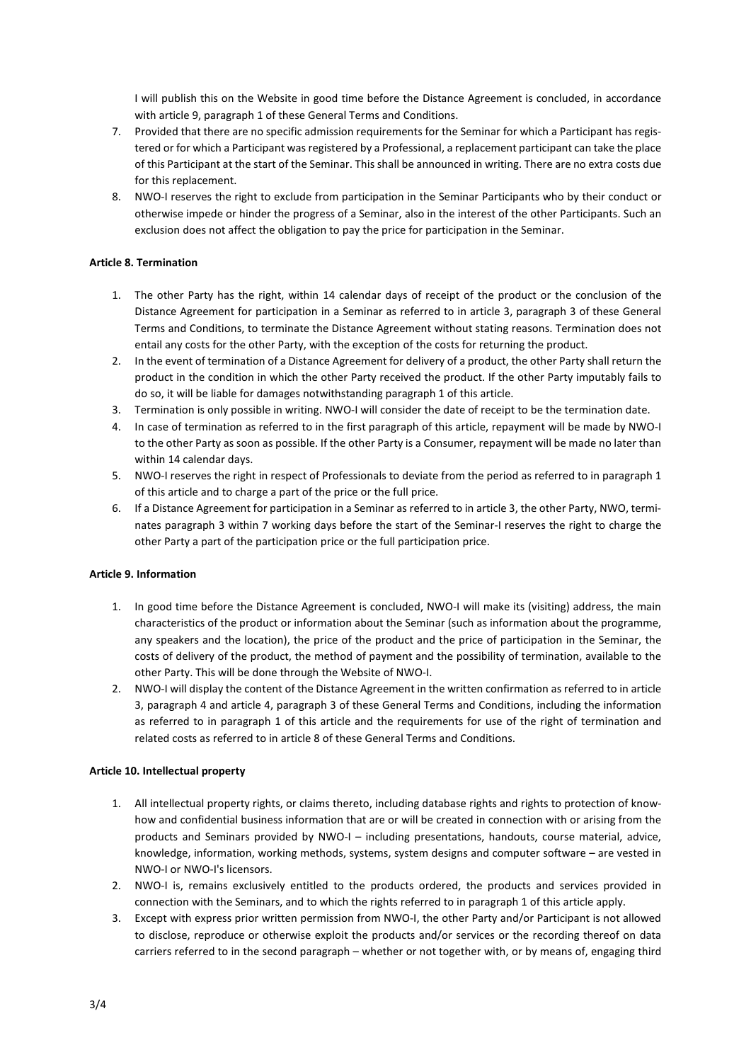I will publish this on the Website in good time before the Distance Agreement is concluded, in accordance with article 9, paragraph 1 of these General Terms and Conditions.

7. Provided that there are no specific admission requirements for the Seminar for which a Participant has registered or for which a Participant was registered by a Professional, a replacement participant can take the place of this Participant at the start of the Seminar. This shall be announced in writing. There are no extra costs due for this replacement.
8. NWO-I reserves the right to exclude from participation in the Seminar Participants who by their conduct or otherwise impede or hinder the progress of a Seminar, also in the interest of the other Participants. Such an exclusion does not affect the obligation to pay the price for participation in the Seminar.

**Article 8. Termination**

1. The other Party has the right, within 14 calendar days of receipt of the product or the conclusion of the Distance Agreement for participation in a Seminar as referred to in article 3, paragraph 3 of these General Terms and Conditions, to terminate the Distance Agreement without stating reasons. Termination does not entail any costs for the other Party, with the exception of the costs for returning the product.
2. In the event of termination of a Distance Agreement for delivery of a product, the other Party shall return the product in the condition in which the other Party received the product. If the other Party imputably fails to do so, it will be liable for damages notwithstanding paragraph 1 of this article.
3. Termination is only possible in writing. NWO-I will consider the date of receipt to be the termination date.
4. In case of termination as referred to in the first paragraph of this article, repayment will be made by NWO-I to the other Party as soon as possible. If the other Party is a Consumer, repayment will be made no later than within 14 calendar days.
5. NWO-I reserves the right in respect of Professionals to deviate from the period as referred to in paragraph 1 of this article and to charge a part of the price or the full price.
6. If a Distance Agreement for participation in a Seminar as referred to in article 3, the other Party, NWO, terminates paragraph 3 within 7 working days before the start of the Seminar-I reserves the right to charge the other Party a part of the participation price or the full participation price.

**Article 9. Information**

1. In good time before the Distance Agreement is concluded, NWO-I will make its (visiting) address, the main characteristics of the product or information about the Seminar (such as information about the programme, any speakers and the location), the price of the product and the price of participation in the Seminar, the costs of delivery of the product, the method of payment and the possibility of termination, available to the other Party. This will be done through the Website of NWO-I.
2. NWO-I will display the content of the Distance Agreement in the written confirmation as referred to in article 3, paragraph 4 and article 4, paragraph 3 of these General Terms and Conditions, including the information as referred to in paragraph 1 of this article and the requirements for use of the right of termination and related costs as referred to in article 8 of these General Terms and Conditions.

**Article 10. Intellectual property**

1. All intellectual property rights, or claims thereto, including database rights and rights to protection of know-how and confidential business information that are or will be created in connection with or arising from the products and Seminars provided by NWO-I – including presentations, handouts, course material, advice, knowledge, information, working methods, systems, system designs and computer software – are vested in NWO-I or NWO-I's licensors.
2. NWO-I is, remains exclusively entitled to the products ordered, the products and services provided in connection with the Seminars, and to which the rights referred to in paragraph 1 of this article apply.
3. Except with express prior written permission from NWO-I, the other Party and/or Participant is not allowed to disclose, reproduce or otherwise exploit the products and/or services or the recording thereof on data carriers referred to in the second paragraph – whether or not together with, or by means of, engaging third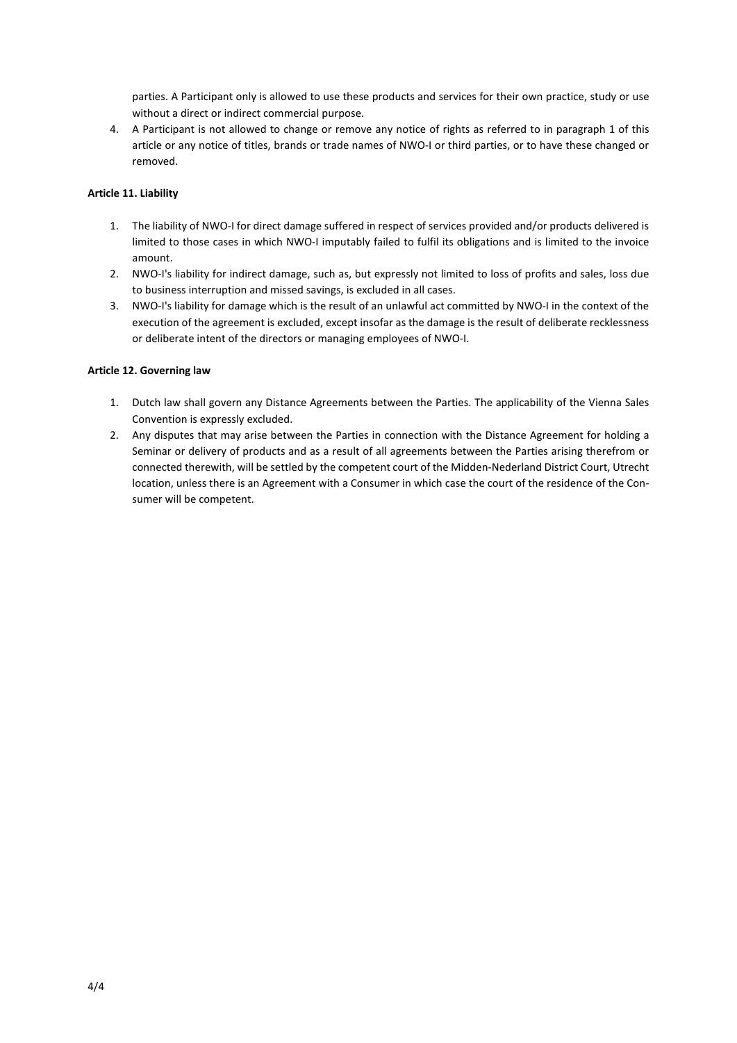parties. A Participant only is allowed to use these products and services for their own practice, study or use without a direct or indirect commercial purpose.

4. A Participant is not allowed to change or remove any notice of rights as referred to in paragraph 1 of this article or any notice of titles, brands or trade names of NWO-I or third parties, or to have these changed or removed.

**Article 11. Liability**

1. The liability of NWO-I for direct damage suffered in respect of services provided and/or products delivered is limited to those cases in which NWO-I imputably failed to fulfil its obligations and is limited to the invoice amount.
2. NWO-I's liability for indirect damage, such as, but expressly not limited to loss of profits and sales, loss due to business interruption and missed savings, is excluded in all cases.
3. NWO-I's liability for damage which is the result of an unlawful act committed by NWO-I in the context of the execution of the agreement is excluded, except insofar as the damage is the result of deliberate recklessness or deliberate intent of the directors or managing employees of NWO-I.

**Article 12. Governing law**

1. Dutch law shall govern any Distance Agreements between the Parties. The applicability of the Vienna Sales Convention is expressly excluded.
2. Any disputes that may arise between the Parties in connection with the Distance Agreement for holding a Seminar or delivery of products and as a result of all agreements between the Parties arising therefrom or connected therewith, will be settled by the competent court of the Midden-Nederland District Court, Utrecht location, unless there is an Agreement with a Consumer in which case the court of the residence of the Consumer will be competent.